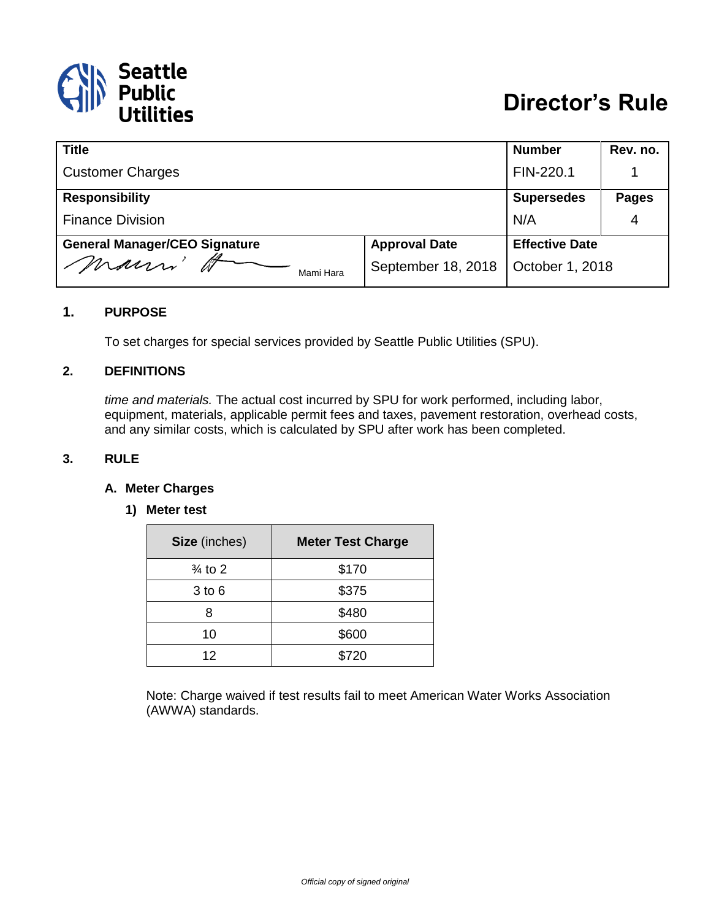# Seattle Public Utilities

# Director's Rule

| Title | | Number | Rev. no. |
|---|---|---|---|
| Customer Charges | | FIN-220.1 | 1 |
| **Responsibility** | | **Supersedes** | **Pages** |
| Finance Division | | N/A | 4 |
| **General Manager/CEO Signature** | **Approval Date** | **Effective Date** | |
| Mami Hara | September 18, 2018 | October 1, 2018 | |

## 1. PURPOSE

To set charges for special services provided by Seattle Public Utilities (SPU).

## 2. DEFINITIONS

*time and materials.* The actual cost incurred by SPU for work performed, including labor, equipment, materials, applicable permit fees and taxes, pavement restoration, overhead costs, and any similar costs, which is calculated by SPU after work has been completed.

## 3. RULE

### A. Meter Charges

#### 1) Meter test

| **Size** (inches) | **Meter Test Charge** |
|---|---|
| ¾ to 2 | $170 |
| 3 to 6 | $375 |
| 8 | $480 |
| 10 | $600 |
| 12 | $720 |

Note: Charge waived if test results fail to meet American Water Works Association (AWWA) standards.

*Official copy of signed original*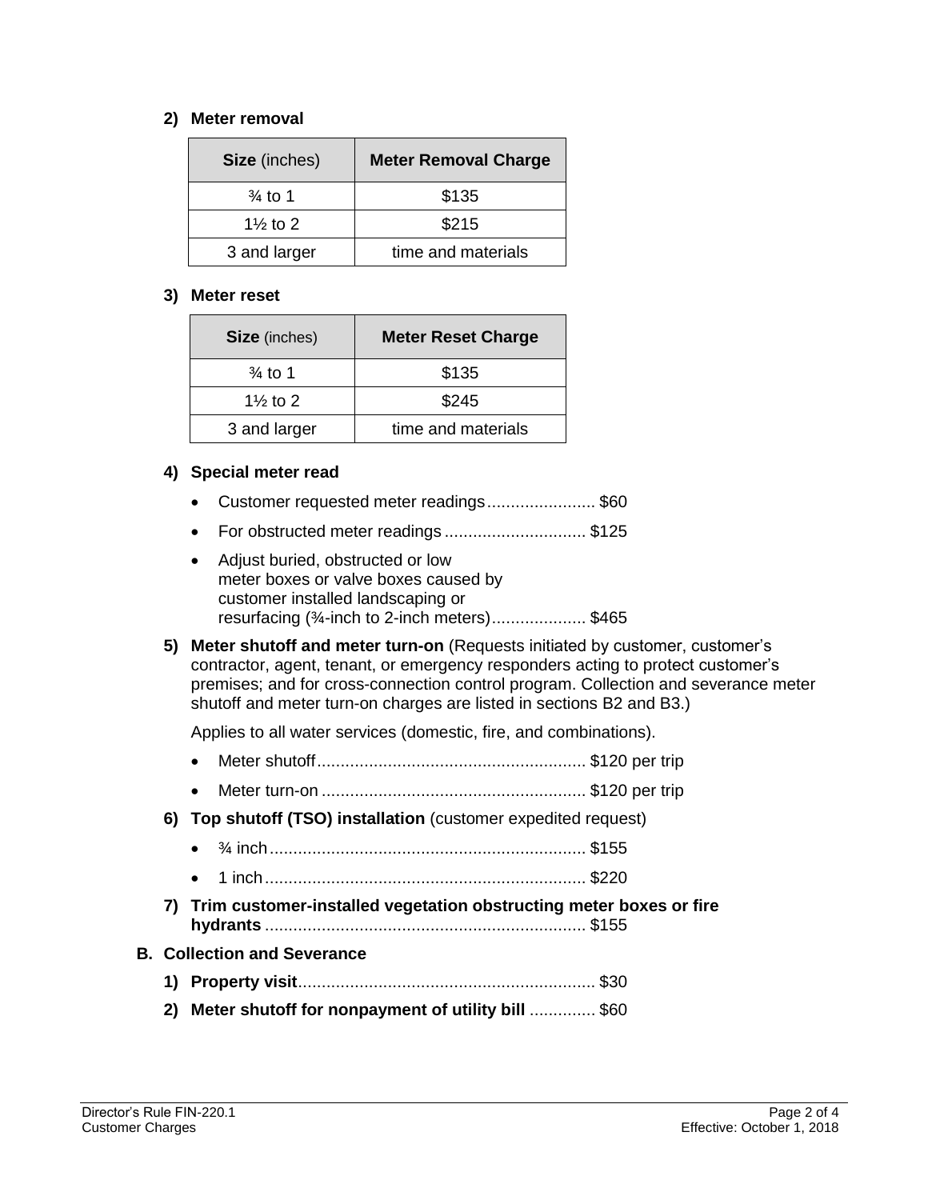**2) Meter removal**

| **Size** (inches) | **Meter Removal Charge** |
|---|---|
| ¾ to 1 | $135 |
| 1½ to 2 | $215 |
| 3 and larger | time and materials |

**3) Meter reset**

| **Size** (inches) | **Meter Reset Charge** |
|---|---|
| ¾ to 1 | $135 |
| 1½ to 2 | $245 |
| 3 and larger | time and materials |

**4) Special meter read**

- Customer requested meter readings....................... $60
- For obstructed meter readings .............................. $125
- Adjust buried, obstructed or low meter boxes or valve boxes caused by customer installed landscaping or resurfacing (¾-inch to 2-inch meters).................... $465

**5) Meter shutoff and meter turn-on** (Requests initiated by customer, customer's contractor, agent, tenant, or emergency responders acting to protect customer's premises; and for cross-connection control program. Collection and severance meter shutoff and meter turn-on charges are listed in sections B2 and B3.)

Applies to all water services (domestic, fire, and combinations).

- Meter shutoff......................................................... $120 per trip
- Meter turn-on ........................................................ $120 per trip

**6) Top shutoff (TSO) installation** (customer expedited request)

- ¾ inch................................................................... $155
- 1 inch.................................................................... $220

**7) Trim customer-installed vegetation obstructing meter boxes or fire hydrants** .................................................................... $155

**B. Collection and Severance**

**1) Property visit**.............................................................. $30

**2) Meter shutoff for nonpayment of utility bill** .............. $60

Director's Rule FIN-220.1
Customer Charges
Effective: October 1, 2018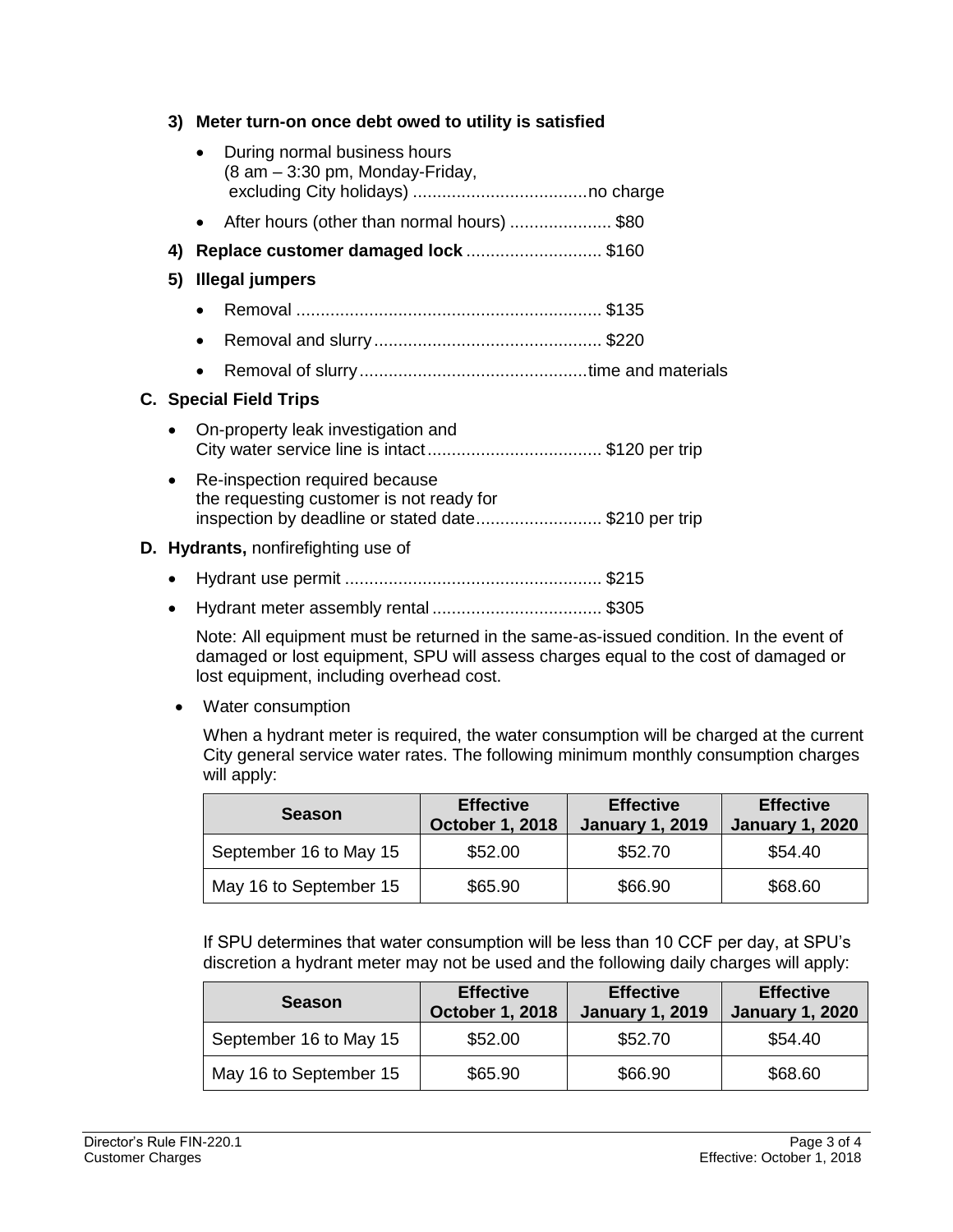**3) Meter turn-on once debt owed to utility is satisfied**

- During normal business hours (8 am – 3:30 pm, Monday-Friday, excluding City holidays) ....................................no charge
- After hours (other than normal hours) ..................... $80

**4) Replace customer damaged lock** ............................ $160

**5) Illegal jumpers**

- Removal ............................................................... $135
- Removal and slurry ............................................... $220
- Removal of slurry ...............................................time and materials

**C. Special Field Trips**

- On-property leak investigation and City water service line is intact.................................... $120 per trip
- Re-inspection required because the requesting customer is not ready for inspection by deadline or stated date.......................... $210 per trip

**D. Hydrants,** nonfirefighting use of

- Hydrant use permit ..................................................... $215
- Hydrant meter assembly rental ................................... $305

  Note: All equipment must be returned in the same-as-issued condition. In the event of damaged or lost equipment, SPU will assess charges equal to the cost of damaged or lost equipment, including overhead cost.

- Water consumption

  When a hydrant meter is required, the water consumption will be charged at the current City general service water rates. The following minimum monthly consumption charges will apply:

| Season | Effective October 1, 2018 | Effective January 1, 2019 | Effective January 1, 2020 |
|---|---|---|---|
| September 16 to May 15 | $52.00 | $52.70 | $54.40 |
| May 16 to September 15 | $65.90 | $66.90 | $68.60 |

  If SPU determines that water consumption will be less than 10 CCF per day, at SPU's discretion a hydrant meter may not be used and the following daily charges will apply:

| Season | Effective October 1, 2018 | Effective January 1, 2019 | Effective January 1, 2020 |
|---|---|---|---|
| September 16 to May 15 | $52.00 | $52.70 | $54.40 |
| May 16 to September 15 | $65.90 | $66.90 | $68.60 |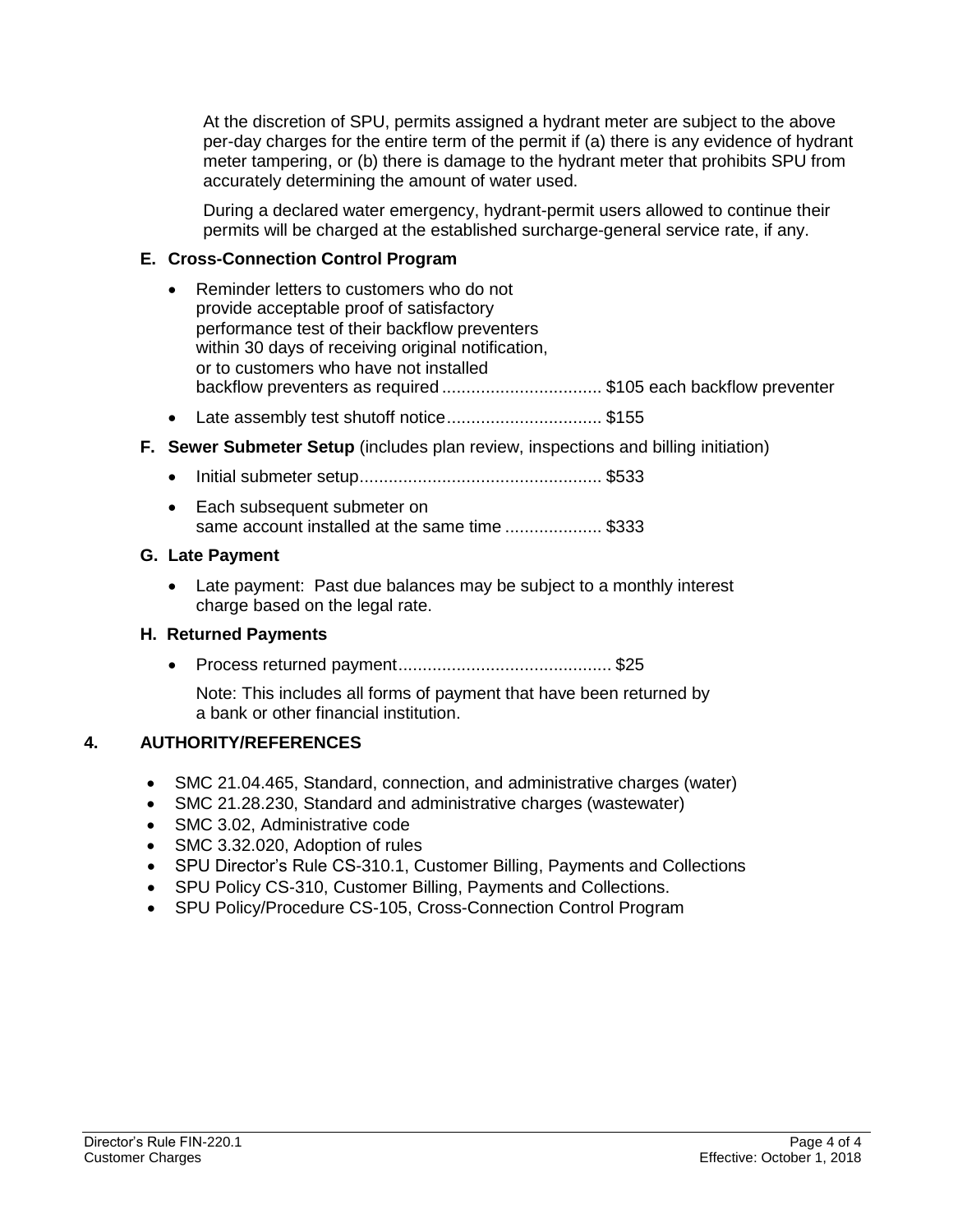At the discretion of SPU, permits assigned a hydrant meter are subject to the above per-day charges for the entire term of the permit if (a) there is any evidence of hydrant meter tampering, or (b) there is damage to the hydrant meter that prohibits SPU from accurately determining the amount of water used.

During a declared water emergency, hydrant-permit users allowed to continue their permits will be charged at the established surcharge-general service rate, if any.

### E. Cross-Connection Control Program

- Reminder letters to customers who do not provide acceptable proof of satisfactory performance test of their backflow preventers within 30 days of receiving original notification, or to customers who have not installed backflow preventers as required ................................ $105 each backflow preventer
- Late assembly test shutoff notice................................ $155

### F. Sewer Submeter Setup (includes plan review, inspections and billing initiation)

- Initial submeter setup................................................. $533
- Each subsequent submeter on same account installed at the same time ................... $333

### G. Late Payment

- Late payment: Past due balances may be subject to a monthly interest charge based on the legal rate.

### H. Returned Payments

- Process returned payment........................................... $25

  Note: This includes all forms of payment that have been returned by a bank or other financial institution.

## 4. AUTHORITY/REFERENCES

- SMC 21.04.465, Standard, connection, and administrative charges (water)
- SMC 21.28.230, Standard and administrative charges (wastewater)
- SMC 3.02, Administrative code
- SMC 3.32.020, Adoption of rules
- SPU Director's Rule CS-310.1, Customer Billing, Payments and Collections
- SPU Policy CS-310, Customer Billing, Payments and Collections.
- SPU Policy/Procedure CS-105, Cross-Connection Control Program